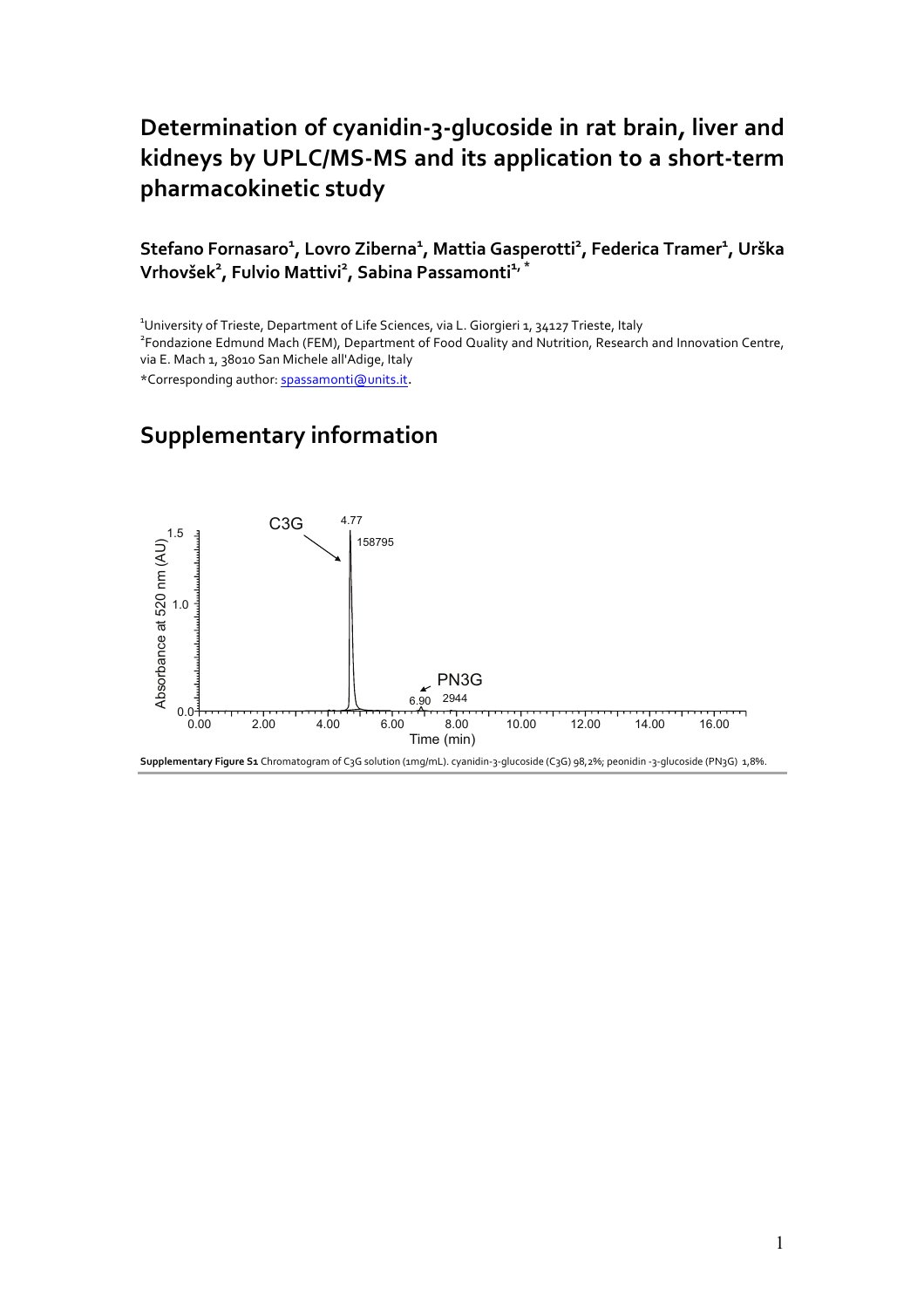# Determination of cyanidin-3-glucoside in rat brain, liver and kidneys by UPLC/MS-MS and its application to a short-term pharmacokinetic study

**Stefano Fornasaro[1], Lovro Ziberna[1], Mattia Gasperotti[2], Federica Tramer[1], Urška Vrhovšek[2], Fulvio Mattivi[2], Sabina Passamonti[1,*]**

[1]University of Trieste, Department of Life Sciences, via L. Giorgieri 1, 34127 Trieste, Italy

[2]Fondazione Edmund Mach (FEM), Department of Food Quality and Nutrition, Research and Innovation Centre, via E. Mach 1, 38010 San Michele all'Adige, Italy

*Corresponding author: spassamonti@units.it.

## Supplementary information

**Supplementary Figure S1** Chromatogram of C3G solution (1mg/mL). cyanidin-3-glucoside (C3G) 98,2%; peonidin -3-glucoside (PN3G) 1,8%.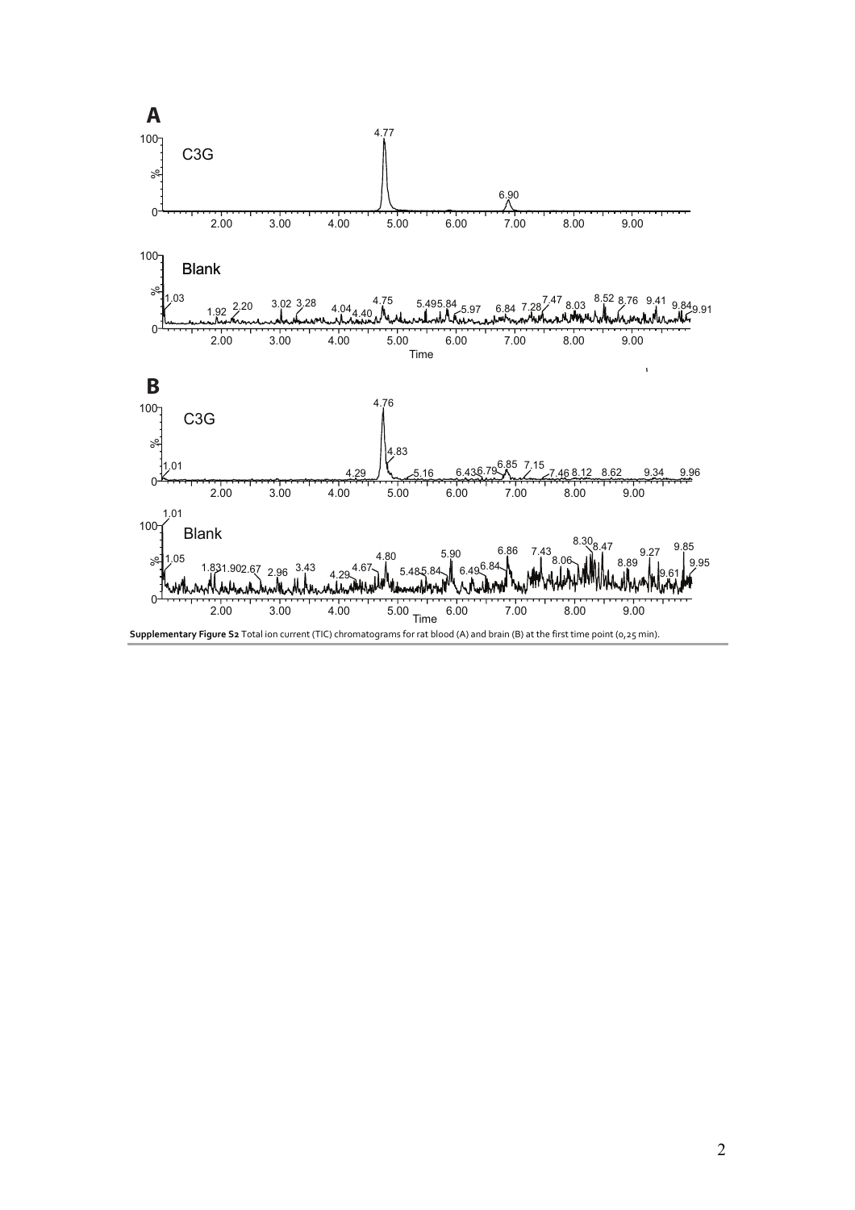**A**

100

C3G

%

0

4.77

6.90

2.00 3.00 4.00 5.00 6.00 7.00 8.00 9.00

100

Blank

%

0

1.03 1.92 2.20 3.02 3.28 4.04 4.40 4.75 5.49 5.84 5.97 6.84 7.28 7.47 8.03 8.52 8.76 9.41 9.84 9.91

2.00 3.00 4.00 5.00 6.00 7.00 8.00 9.00

Time

**B**

100

C3G

%

0

1.01 4.29 4.76 4.83 5.16 6.43 6.79 6.85 7.15 7.46 8.12 8.62 9.34 9.96

2.00 3.00 4.00 5.00 6.00 7.00 8.00 9.00

100

Blank

%

0

1.01 1.05 1.83 1.90 2.67 2.96 3.43 4.29 4.67 4.80 5.48 5.84 5.90 6.49 6.84 6.86 7.43 8.06 8.30 8.47 8.89 9.27 9.61 9.85 9.95

2.00 3.00 4.00 5.00 6.00 7.00 8.00 9.00

Time

**Supplementary Figure S2** Total ion current (TIC) chromatograms for rat blood (A) and brain (B) at the first time point (0,25 min).